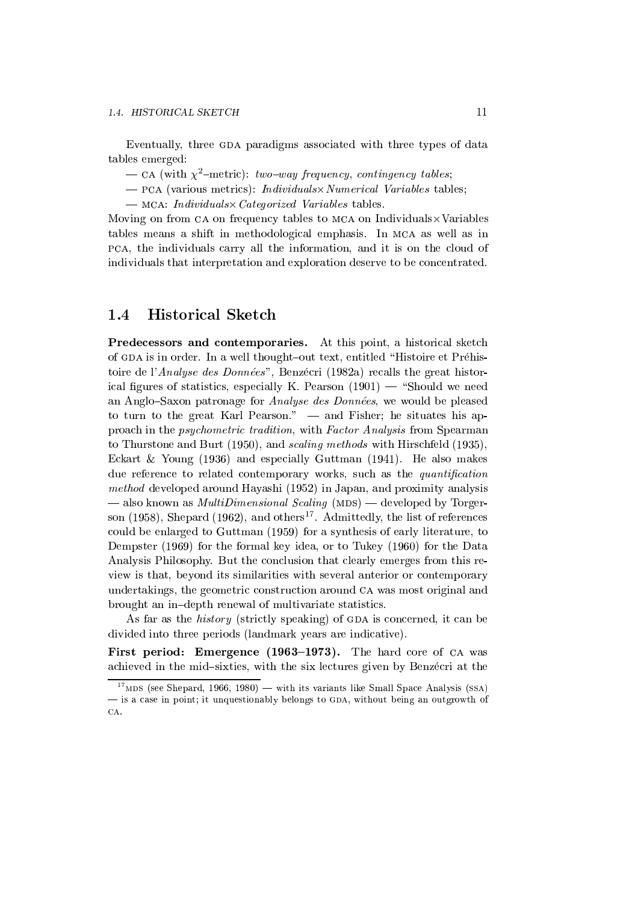Eventually, three GDA paradigms associated with three types of data tables emerged:

— CA (with $\chi^2$–metric): *two–way frequency, contingency tables*;

— PCA (various metrics): *Individuals× Numerical Variables* tables;

— MCA: *Individuals× Categorized Variables* tables.

Moving on from CA on frequency tables to MCA on Individuals×Variables tables means a shift in methodological emphasis. In MCA as well as in PCA, the individuals carry all the information, and it is on the cloud of individuals that interpretation and exploration deserve to be concentrated.

## 1.4 Historical Sketch

**Predecessors and contemporaries.** At this point, a historical sketch of GDA is in order. In a well thought–out text, entitled "Histoire et Préhistoire de l'*Analyse des Données*", Benzécri (1982a) recalls the great historical figures of statistics, especially K. Pearson (1901) — "Should we need an Anglo–Saxon patronage for *Analyse des Données*, we would be pleased to turn to the great Karl Pearson." — and Fisher; he situates his approach in the *psychometric tradition*, with *Factor Analysis* from Spearman to Thurstone and Burt (1950), and *scaling methods* with Hirschfeld (1935), Eckart & Young (1936) and especially Guttman (1941). He also makes due reference to related contemporary works, such as the *quantification method* developed around Hayashi (1952) in Japan, and proximity analysis — also known as *MultiDimensional Scaling* (MDS) — developed by Torgerson (1958), Shepard (1962), and others[17]. Admittedly, the list of references could be enlarged to Guttman (1959) for a synthesis of early literature, to Dempster (1969) for the formal key idea, or to Tukey (1960) for the Data Analysis Philosophy. But the conclusion that clearly emerges from this review is that, beyond its similarities with several anterior or contemporary undertakings, the geometric construction around CA was most original and brought an in–depth renewal of multivariate statistics.

As far as the *history* (strictly speaking) of GDA is concerned, it can be divided into three periods (landmark years are indicative).

**First period: Emergence (1963–1973).** The hard core of CA was achieved in the mid–sixties, with the six lectures given by Benzécri at the

[17] MDS (see Shepard, 1966, 1980) — with its variants like Small Space Analysis (SSA) — is a case in point; it unquestionably belongs to GDA, without being an outgrowth of CA.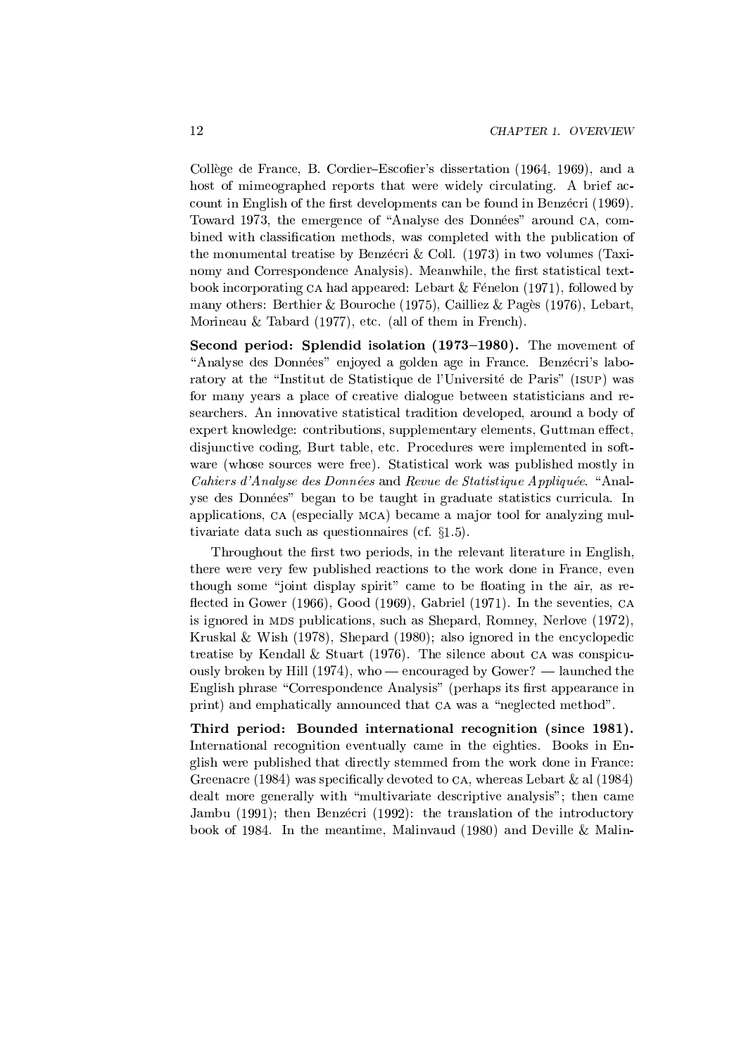Collège de France, B. Cordier–Escofier's dissertation (1964, 1969), and a host of mimeographed reports that were widely circulating. A brief account in English of the first developments can be found in Benzécri (1969). Toward 1973, the emergence of "Analyse des Données" around CA, combined with classification methods, was completed with the publication of the monumental treatise by Benzécri & Coll. (1973) in two volumes (Taxinomy and Correspondence Analysis). Meanwhile, the first statistical textbook incorporating CA had appeared: Lebart & Fénelon (1971), followed by many others: Berthier & Bouroche (1975), Cailliez & Pagès (1976), Lebart, Morineau & Tabard (1977), etc. (all of them in French).

**Second period: Splendid isolation (1973–1980).** The movement of "Analyse des Données" enjoyed a golden age in France. Benzécri's laboratory at the "Institut de Statistique de l'Université de Paris" (ISUP) was for many years a place of creative dialogue between statisticians and researchers. An innovative statistical tradition developed, around a body of expert knowledge: contributions, supplementary elements, Guttman effect, disjunctive coding, Burt table, etc. Procedures were implemented in software (whose sources were free). Statistical work was published mostly in *Cahiers d'Analyse des Données* and *Revue de Statistique Appliquée*. "Analyse des Données" began to be taught in graduate statistics curricula. In applications, CA (especially MCA) became a major tool for analyzing multivariate data such as questionnaires (cf. §1.5).

Throughout the first two periods, in the relevant literature in English, there were very few published reactions to the work done in France, even though some "joint display spirit" came to be floating in the air, as reflected in Gower (1966), Good (1969), Gabriel (1971). In the seventies, CA is ignored in MDS publications, such as Shepard, Romney, Nerlove (1972), Kruskal & Wish (1978), Shepard (1980); also ignored in the encyclopedic treatise by Kendall & Stuart (1976). The silence about CA was conspicuously broken by Hill (1974), who — encouraged by Gower? — launched the English phrase "Correspondence Analysis" (perhaps its first appearance in print) and emphatically announced that CA was a "neglected method".

**Third period: Bounded international recognition (since 1981).** International recognition eventually came in the eighties. Books in English were published that directly stemmed from the work done in France: Greenacre (1984) was specifically devoted to CA, whereas Lebart & al (1984) dealt more generally with "multivariate descriptive analysis"; then came Jambu (1991); then Benzécri (1992): the translation of the introductory book of 1984. In the meantime, Malinvaud (1980) and Deville & Malin-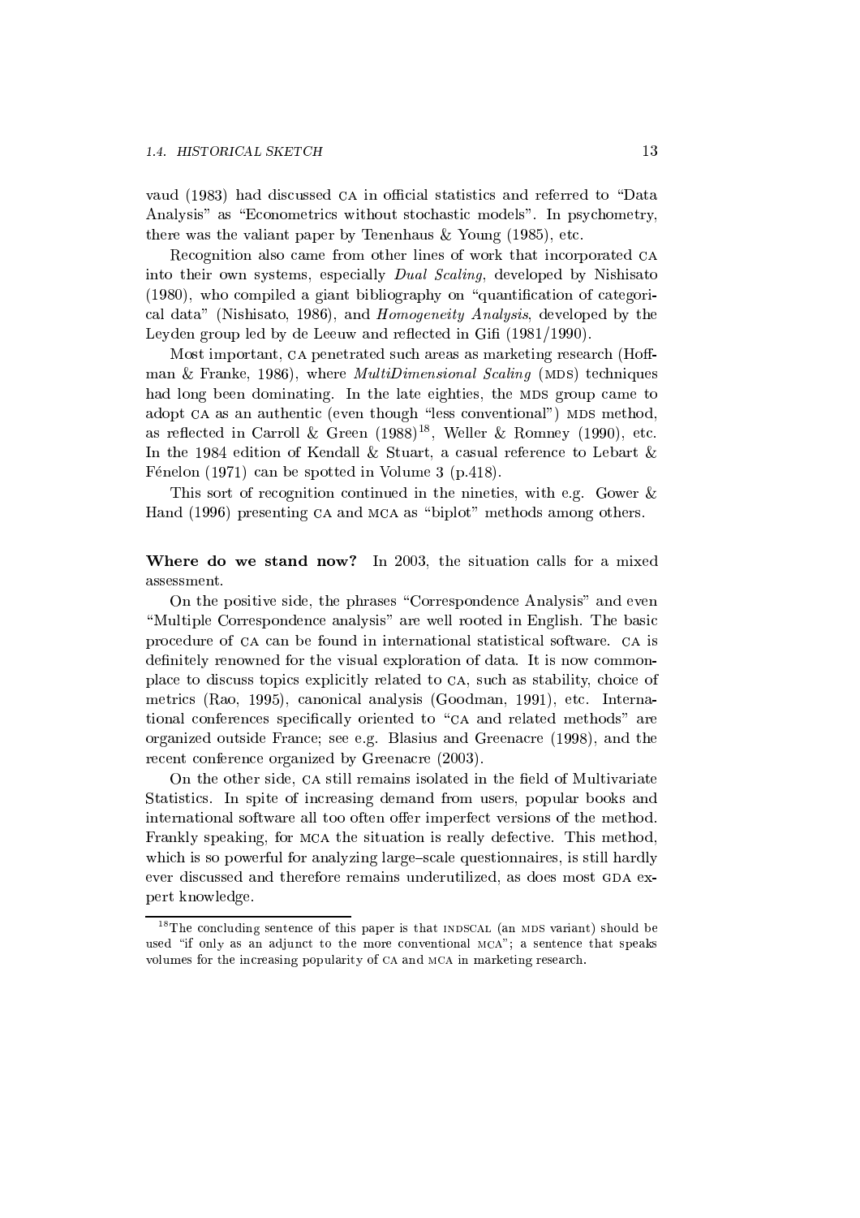vaud (1983) had discussed CA in official statistics and referred to "Data Analysis" as "Econometrics without stochastic models". In psychometry, there was the valiant paper by Tenenhaus & Young (1985), etc.

Recognition also came from other lines of work that incorporated CA into their own systems, especially *Dual Scaling*, developed by Nishisato (1980), who compiled a giant bibliography on "quantification of categorical data" (Nishisato, 1986), and *Homogeneity Analysis*, developed by the Leyden group led by de Leeuw and reflected in Gifi (1981/1990).

Most important, CA penetrated such areas as marketing research (Hoffman & Franke, 1986), where *MultiDimensional Scaling* (MDS) techniques had long been dominating. In the late eighties, the MDS group came to adopt CA as an authentic (even though "less conventional") MDS method, as reflected in Carroll & Green (1988)[18], Weller & Romney (1990), etc. In the 1984 edition of Kendall & Stuart, a casual reference to Lebart & Fénelon (1971) can be spotted in Volume 3 (p.418).

This sort of recognition continued in the nineties, with e.g. Gower & Hand (1996) presenting CA and MCA as "biplot" methods among others.

**Where do we stand now?** In 2003, the situation calls for a mixed assessment.

On the positive side, the phrases "Correspondence Analysis" and even "Multiple Correspondence analysis" are well rooted in English. The basic procedure of CA can be found in international statistical software. CA is definitely renowned for the visual exploration of data. It is now commonplace to discuss topics explicitly related to CA, such as stability, choice of metrics (Rao, 1995), canonical analysis (Goodman, 1991), etc. International conferences specifically oriented to "CA and related methods" are organized outside France; see e.g. Blasius and Greenacre (1998), and the recent conference organized by Greenacre (2003).

On the other side, CA still remains isolated in the field of Multivariate Statistics. In spite of increasing demand from users, popular books and international software all too often offer imperfect versions of the method. Frankly speaking, for MCA the situation is really defective. This method, which is so powerful for analyzing large–scale questionnaires, is still hardly ever discussed and therefore remains underutilized, as does most GDA expert knowledge.

---

[18]The concluding sentence of this paper is that INDSCAL (an MDS variant) should be used "if only as an adjunct to the more conventional MCA"; a sentence that speaks volumes for the increasing popularity of CA and MCA in marketing research.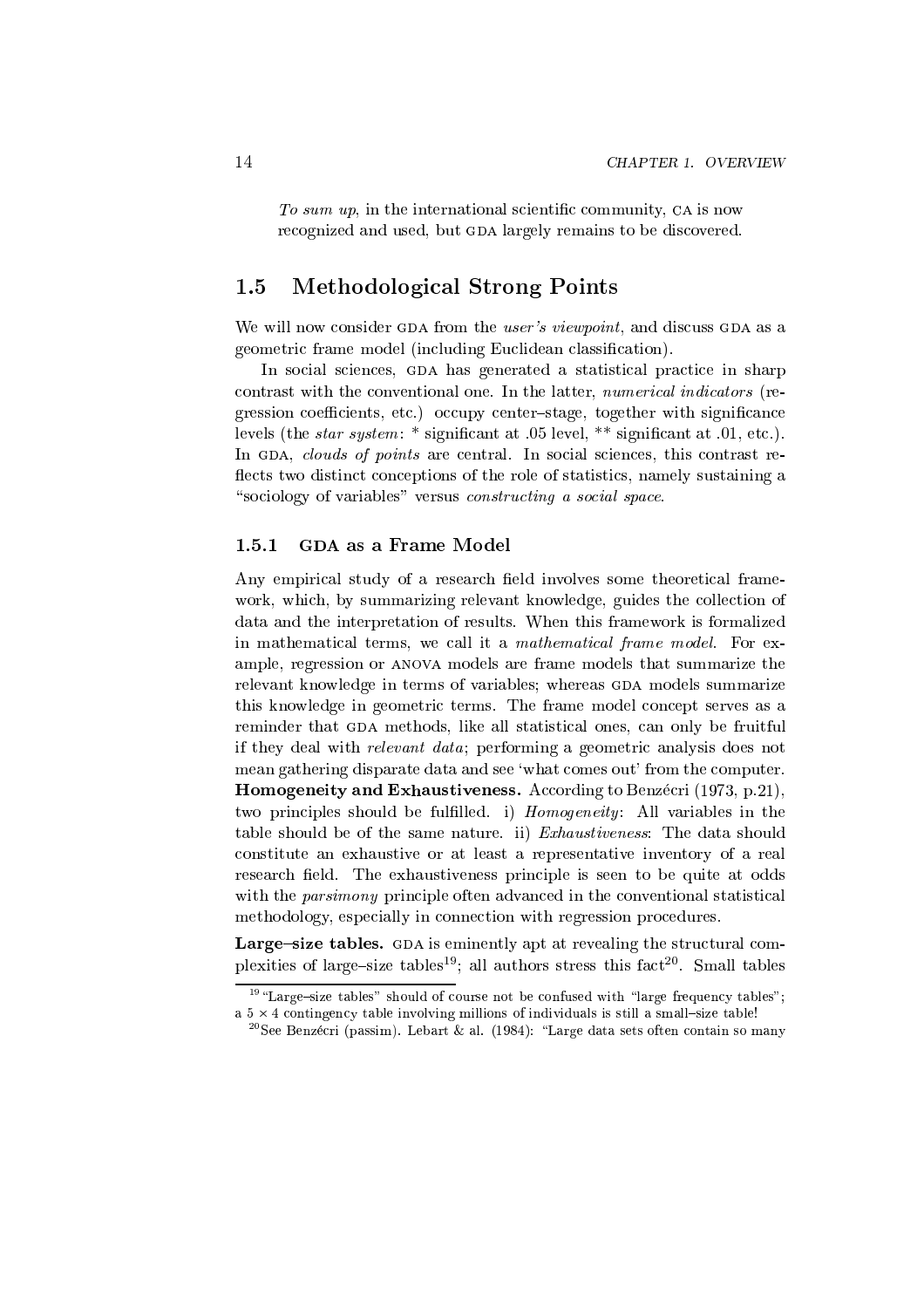*To sum up*, in the international scientific community, CA is now recognized and used, but GDA largely remains to be discovered.

## 1.5 Methodological Strong Points

We will now consider GDA from the *user's viewpoint*, and discuss GDA as a geometric frame model (including Euclidean classification).

In social sciences, GDA has generated a statistical practice in sharp contrast with the conventional one. In the latter, *numerical indicators* (regression coefficients, etc.) occupy center–stage, together with significance levels (the *star system*: * significant at .05 level, ** significant at .01, etc.). In GDA, *clouds of points* are central. In social sciences, this contrast reflects two distinct conceptions of the role of statistics, namely sustaining a "sociology of variables" versus *constructing a social space*.

### 1.5.1 GDA as a Frame Model

Any empirical study of a research field involves some theoretical framework, which, by summarizing relevant knowledge, guides the collection of data and the interpretation of results. When this framework is formalized in mathematical terms, we call it a *mathematical frame model*. For example, regression or ANOVA models are frame models that summarize the relevant knowledge in terms of variables; whereas GDA models summarize this knowledge in geometric terms. The frame model concept serves as a reminder that GDA methods, like all statistical ones, can only be fruitful if they deal with *relevant data*; performing a geometric analysis does not mean gathering disparate data and see 'what comes out' from the computer.

**Homogeneity and Exhaustiveness.** According to Benzécri (1973, p.21), two principles should be fulfilled. i) *Homogeneity*: All variables in the table should be of the same nature. ii) *Exhaustiveness*: The data should constitute an exhaustive or at least a representative inventory of a real research field. The exhaustiveness principle is seen to be quite at odds with the *parsimony* principle often advanced in the conventional statistical methodology, especially in connection with regression procedures.

**Large–size tables.** GDA is eminently apt at revealing the structural complexities of large–size tables[19]; all authors stress this fact[20]. Small tables

[19] "Large–size tables" should of course not be confused with "large frequency tables"; a $5 \times 4$ contingency table involving millions of individuals is still a small–size table!

[20] See Benzécri (passim). Lebart & al. (1984): "Large data sets often contain so many